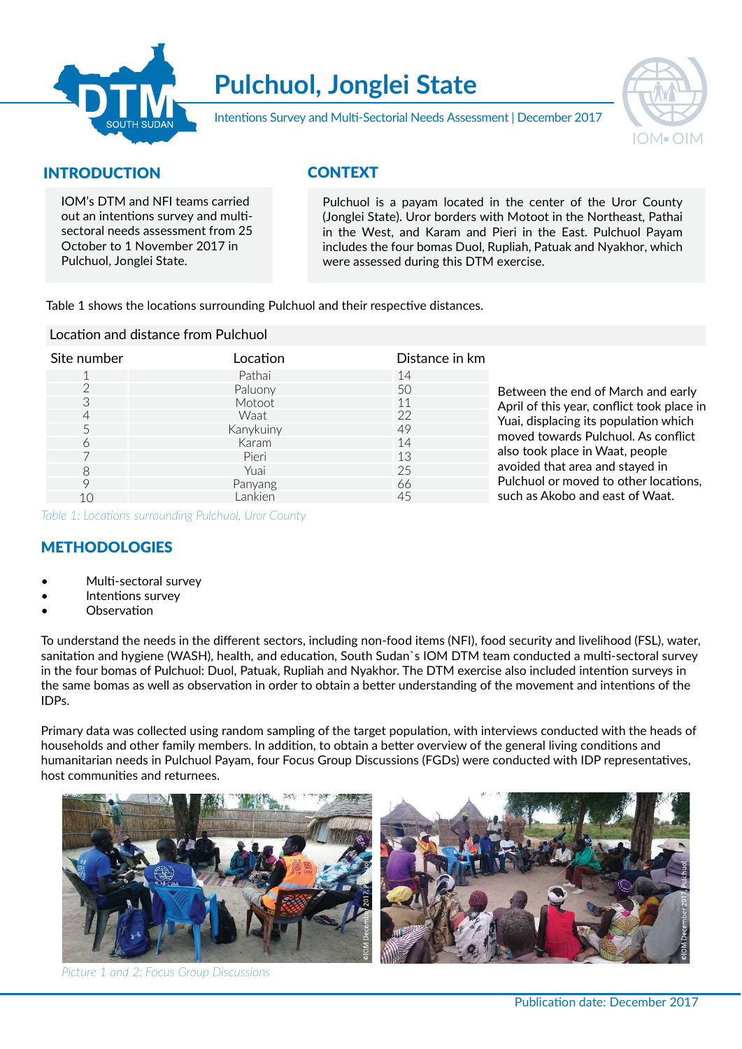# Pulchuol, Jonglei State

Intentions Survey and Multi-Sectorial Needs Assessment | December 2017

## INTRODUCTION

IOM's DTM and NFI teams carried out an intentions survey and multi-sectoral needs assessment from 25 October to 1 November 2017 in Pulchuol, Jonglei State.

## CONTEXT

Pulchuol is a payam located in the center of the Uror County (Jonglei State). Uror borders with Motoot in the Northeast, Pathai in the West, and Karam and Pieri in the East. Pulchuol Payam includes the four bomas Duol, Rupliah, Patuak and Nyakhor, which were assessed during this DTM exercise.

Table 1 shows the locations surrounding Pulchuol and their respective distances.

Location and distance from Pulchuol

| Site number | Location | Distance in km |
|---|---|---|
| 1 | Pathai | 14 |
| 2 | Paluony | 50 |
| 3 | Motoot | 11 |
| 4 | Waat | 22 |
| 5 | Kanykuiny | 49 |
| 6 | Karam | 14 |
| 7 | Pieri | 13 |
| 8 | Yuai | 25 |
| 9 | Panyang | 66 |
| 10 | Lankien | 45 |

*Table 1: Locations surrounding Pulchuol, Uror County*

Between the end of March and early April of this year, conflict took place in Yuai, displacing its population which moved towards Pulchuol. As conflict also took place in Waat, people avoided that area and stayed in Pulchuol or moved to other locations, such as Akobo and east of Waat.

## METHODOLOGIES

- Multi-sectoral survey
- Intentions survey
- Observation

To understand the needs in the different sectors, including non-food items (NFI), food security and livelihood (FSL), water, sanitation and hygiene (WASH), health, and education, South Sudan`s IOM DTM team conducted a multi-sectoral survey in the four bomas of Pulchuol: Duol, Patuak, Rupliah and Nyakhor. The DTM exercise also included intention surveys in the same bomas as well as observation in order to obtain a better understanding of the movement and intentions of the IDPs.

Primary data was collected using random sampling of the target population, with interviews conducted with the heads of households and other family members. In addition, to obtain a better overview of the general living conditions and humanitarian needs in Pulchuol Payam, four Focus Group Discussions (FGDs) were conducted with IDP representatives, host communities and returnees.

*Picture 1 and 2: Focus Group Discussions*

Publication date: December 2017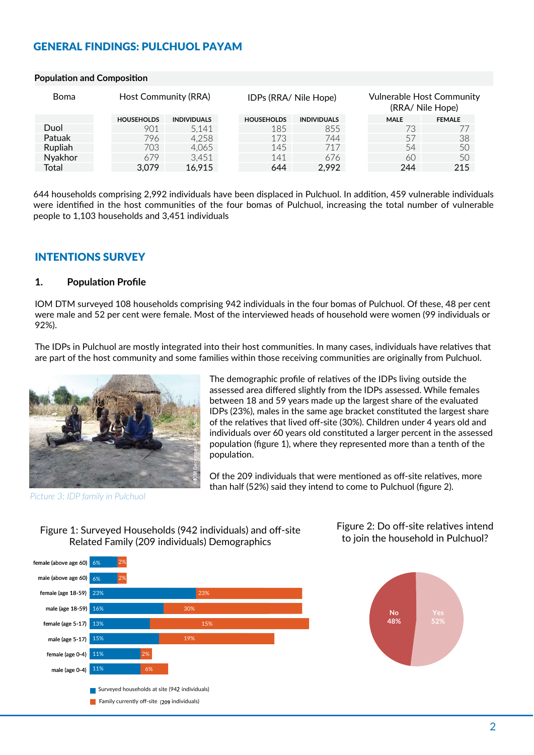## GENERAL FINDINGS: PULCHUOL PAYAM

**Population and Composition**

| Boma | Host Community (RRA) | | IDPs (RRA/ Nile Hope) | | Vulnerable Host Community (RRA/ Nile Hope) | |
|---|---|---|---|---|---|---|
| | HOUSEHOLDS | INDIVIDUALS | HOUSEHOLDS | INDIVIDUALS | MALE | FEMALE |
| Duol | 901 | 5,141 | 185 | 855 | 73 | 77 |
| Patuak | 796 | 4,258 | 173 | 744 | 57 | 38 |
| Rupliah | 703 | 4,065 | 145 | 717 | 54 | 50 |
| Nyakhor | 679 | 3,451 | 141 | 676 | 60 | 50 |
| Total | 3,079 | 16,915 | 644 | 2,992 | 244 | 215 |

644 households comprising 2,992 individuals have been displaced in Pulchuol. In addition, 459 vulnerable individuals were identified in the host communities of the four bomas of Pulchuol, increasing the total number of vulnerable people to 1,103 households and 3,451 individuals

## INTENTIONS SURVEY

### 1. Population Profile

IOM DTM surveyed 108 households comprising 942 individuals in the four bomas of Pulchuol. Of these, 48 per cent were male and 52 per cent were female. Most of the interviewed heads of household were women (99 individuals or 92%).

The IDPs in Pulchuol are mostly integrated into their host communities. In many cases, individuals have relatives that are part of the host community and some families within those receiving communities are originally from Pulchuol.

*Picture 3: IDP family in Pulchuol*

The demographic profile of relatives of the IDPs living outside the assessed area differed slightly from the IDPs assessed. While females between 18 and 59 years made up the largest share of the evaluated IDPs (23%), males in the same age bracket constituted the largest share of the relatives that lived off-site (30%). Children under 4 years old and individuals over 60 years old constituted a larger percent in the assessed population (figure 1), where they represented more than a tenth of the population.

Of the 209 individuals that were mentioned as off-site relatives, more than half (52%) said they intend to come to Pulchuol (figure 2).

Figure 1: Surveyed Households (942 individuals) and off-site Related Family (209 individuals) Demographics

| | Surveyed households at site (942 individuals) | Family currently off-site (209 individuals) |
|---|---|---|
| female (above age 60) | 6% | 2% |
| male (above age 60) | 6% | 2% |
| female (age 18-59) | 23% | 23% |
| male (age 18-59) | 16% | 30% |
| female (age 5-17) | 13% | 15% |
| male (age 5-17) | 15% | 19% |
| female (age 0-4) | 11% | 2% |
| male (age 0-4) | 11% | 6% |

Figure 2: Do off-site relatives intend to join the household in Pulchuol?

| Response | Share |
|---|---|
| No | 48% |
| Yes | 52% |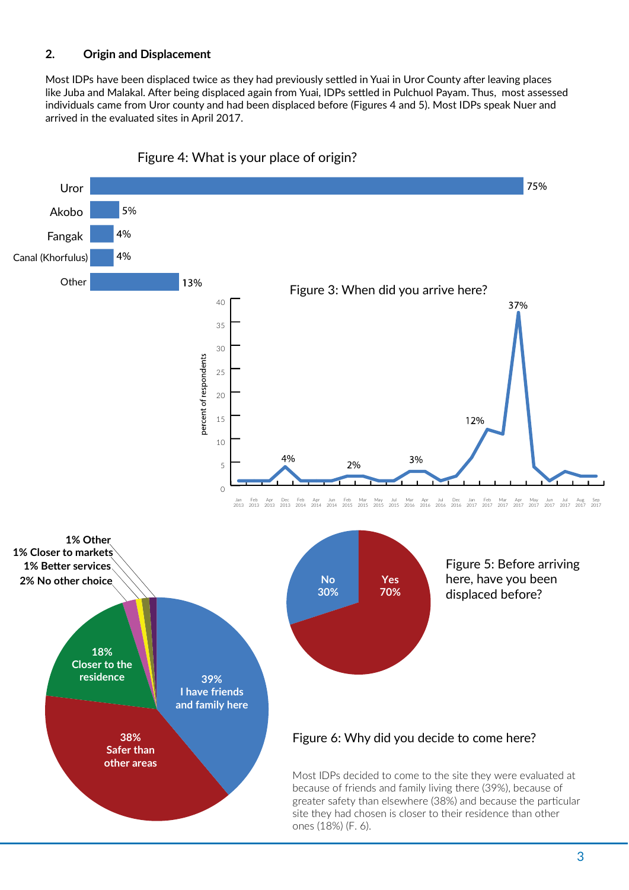## 2. Origin and Displacement

Most IDPs have been displaced twice as they had previously settled in Yuai in Uror County after leaving places like Juba and Malakal. After being displaced again from Yuai, IDPs settled in Pulchuol Payam. Thus, most assessed individuals came from Uror county and had been displaced before (Figures 4 and 5). Most IDPs speak Nuer and arrived in the evaluated sites in April 2017.

Figure 4: What is your place of origin?

| Place of origin | % |
|---|---|
| Uror | 75% |
| Akobo | 5% |
| Fangak | 4% |
| Canal (Khorfulus) | 4% |
| Other | 13% |

Figure 3: When did you arrive here?

Figure 5: Before arriving here, have you been displaced before?

| Response | % |
|---|---|
| Yes | 70% |
| No | 30% |

Figure 6: Why did you decide to come here?

| Reason | % |
|---|---|
| I have friends and family here | 39% |
| Safer than other areas | 38% |
| Closer to the residence | 18% |
| No other choice | 2% |
| Better services | 1% |
| Closer to markets | 1% |
| Other | 1% |

Most IDPs decided to come to the site they were evaluated at because of friends and family living there (39%), because of greater safety than elsewhere (38%) and because the particular site they had chosen is closer to their residence than other ones (18%) (F. 6).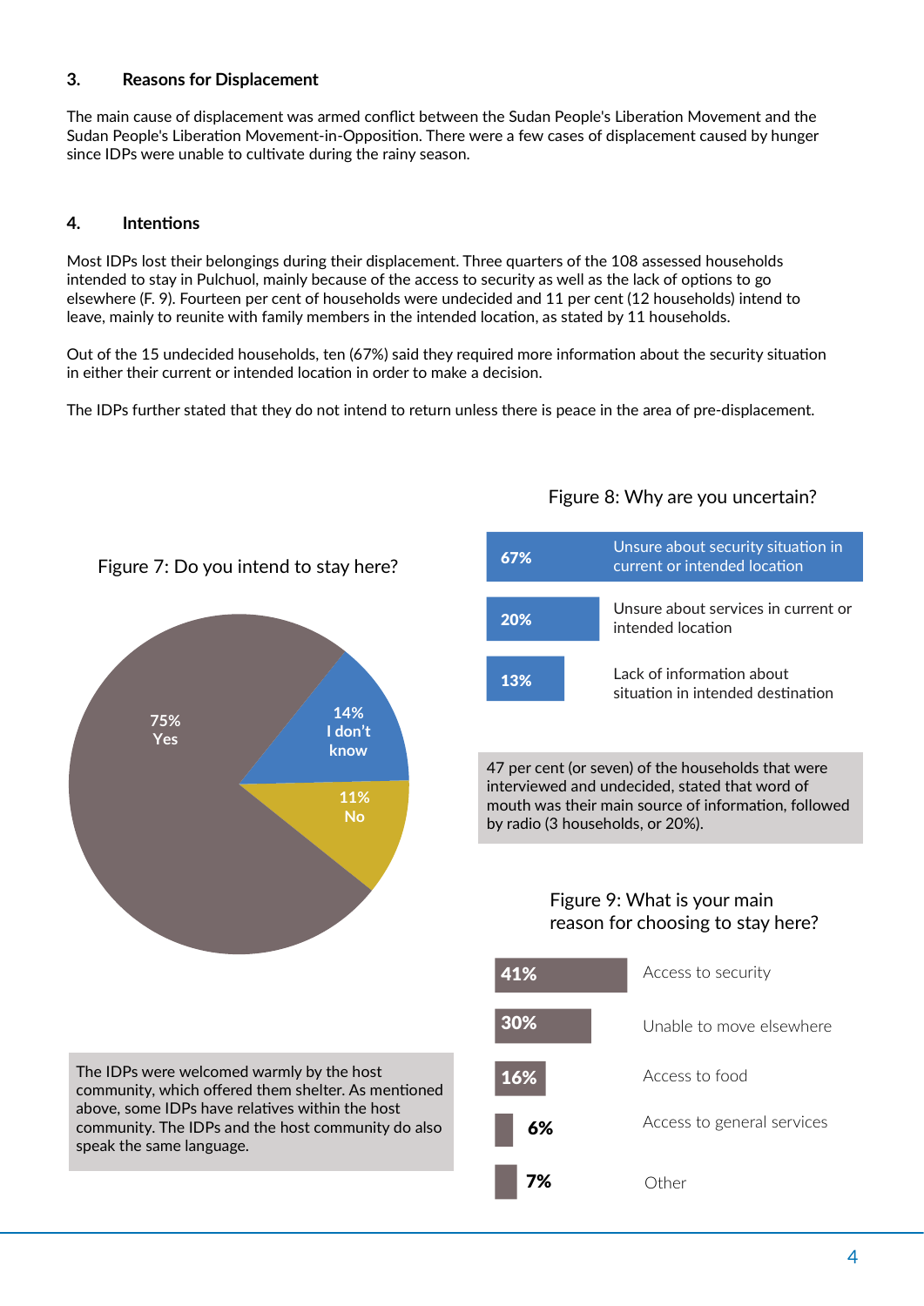## 3. Reasons for Displacement

The main cause of displacement was armed conflict between the Sudan People's Liberation Movement and the Sudan People's Liberation Movement-in-Opposition. There were a few cases of displacement caused by hunger since IDPs were unable to cultivate during the rainy season.

## 4. Intentions

Most IDPs lost their belongings during their displacement. Three quarters of the 108 assessed households intended to stay in Pulchuol, mainly because of the access to security as well as the lack of options to go elsewhere (F. 9). Fourteen per cent of households were undecided and 11 per cent (12 households) intend to leave, mainly to reunite with family members in the intended location, as stated by 11 households.

Out of the 15 undecided households, ten (67%) said they required more information about the security situation in either their current or intended location in order to make a decision.

The IDPs further stated that they do not intend to return unless there is peace in the area of pre-displacement.

Figure 7: Do you intend to stay here?

| Response | Percentage |
| --- | --- |
| Yes | 75% |
| I don't know | 14% |
| No | 11% |

The IDPs were welcomed warmly by the host community, which offered them shelter. As mentioned above, some IDPs have relatives within the host community. The IDPs and the host community do also speak the same language.

Figure 8: Why are you uncertain?

| Percentage | Reason |
| --- | --- |
| 67% | Unsure about security situation in current or intended location |
| 20% | Unsure about services in current or intended location |
| 13% | Lack of information about situation in intended destination |

47 per cent (or seven) of the households that were interviewed and undecided, stated that word of mouth was their main source of information, followed by radio (3 households, or 20%).

Figure 9: What is your main reason for choosing to stay here?

| Percentage | Reason |
| --- | --- |
| 41% | Access to security |
| 30% | Unable to move elsewhere |
| 16% | Access to food |
| 6% | Access to general services |
| 7% | Other |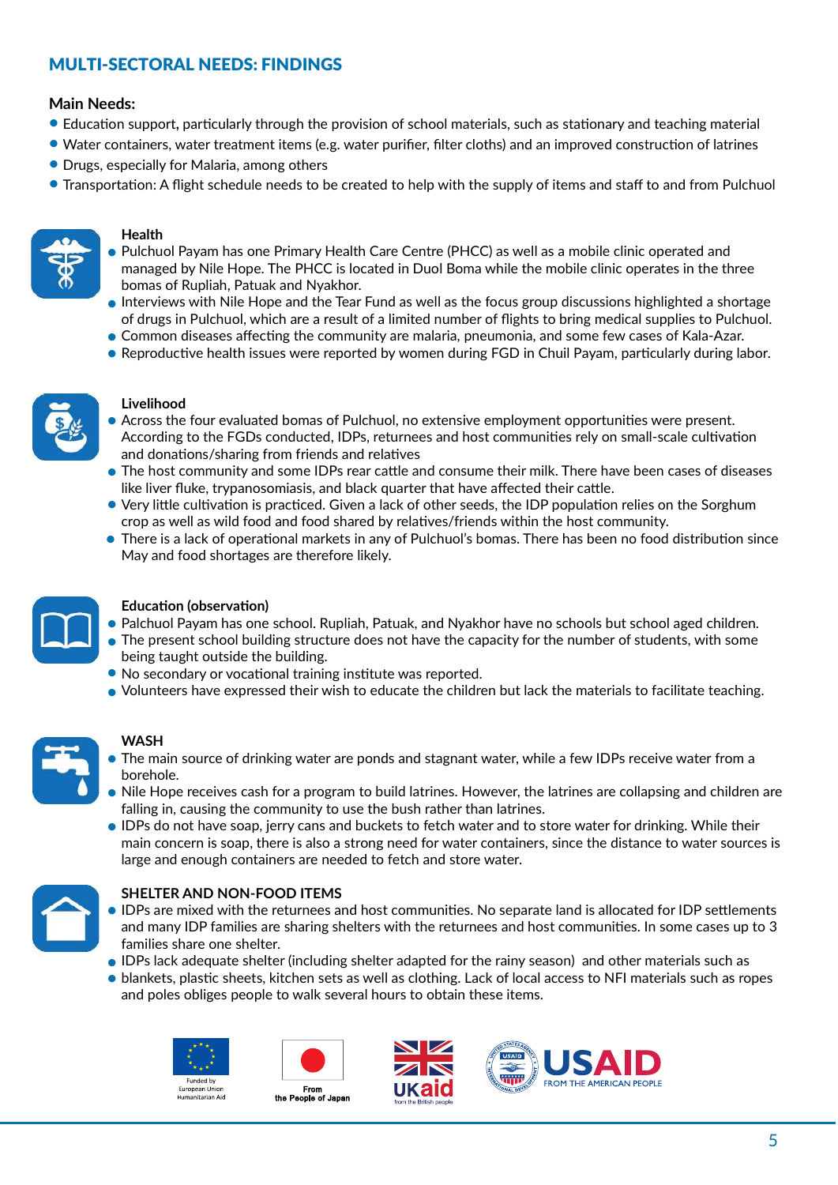## MULTI-SECTORAL NEEDS: FINDINGS

**Main Needs:**

- Education support, particularly through the provision of school materials, such as stationary and teaching material
- Water containers, water treatment items (e.g. water purifier, filter cloths) and an improved construction of latrines
- Drugs, especially for Malaria, among others
- Transportation: A flight schedule needs to be created to help with the supply of items and staff to and from Pulchuol

### Health

- Pulchuol Payam has one Primary Health Care Centre (PHCC) as well as a mobile clinic operated and managed by Nile Hope. The PHCC is located in Duol Boma while the mobile clinic operates in the three bomas of Rupliah, Patuak and Nyakhor.
- Interviews with Nile Hope and the Tear Fund as well as the focus group discussions highlighted a shortage of drugs in Pulchuol, which are a result of a limited number of flights to bring medical supplies to Pulchuol.
- Common diseases affecting the community are malaria, pneumonia, and some few cases of Kala-Azar.
- Reproductive health issues were reported by women during FGD in Chuil Payam, particularly during labor.

### Livelihood

- Across the four evaluated bomas of Pulchuol, no extensive employment opportunities were present. According to the FGDs conducted, IDPs, returnees and host communities rely on small-scale cultivation and donations/sharing from friends and relatives
- The host community and some IDPs rear cattle and consume their milk. There have been cases of diseases like liver fluke, trypanosomiasis, and black quarter that have affected their cattle.
- Very little cultivation is practiced. Given a lack of other seeds, the IDP population relies on the Sorghum crop as well as wild food and food shared by relatives/friends within the host community.
- There is a lack of operational markets in any of Pulchuol's bomas. There has been no food distribution since May and food shortages are therefore likely.

### Education (observation)

- Palchuol Payam has one school. Rupliah, Patuak, and Nyakhor have no schools but school aged children.
- The present school building structure does not have the capacity for the number of students, with some being taught outside the building.
- No secondary or vocational training institute was reported.
- Volunteers have expressed their wish to educate the children but lack the materials to facilitate teaching.

### WASH

- The main source of drinking water are ponds and stagnant water, while a few IDPs receive water from a borehole.
- Nile Hope receives cash for a program to build latrines. However, the latrines are collapsing and children are falling in, causing the community to use the bush rather than latrines.
- IDPs do not have soap, jerry cans and buckets to fetch water and to store water for drinking. While their main concern is soap, there is also a strong need for water containers, since the distance to water sources is large and enough containers are needed to fetch and store water.

### SHELTER AND NON-FOOD ITEMS

- IDPs are mixed with the returnees and host communities. No separate land is allocated for IDP settlements and many IDP families are sharing shelters with the returnees and host communities. In some cases up to 3 families share one shelter.
- IDPs lack adequate shelter (including shelter adapted for the rainy season) and other materials such as
- blankets, plastic sheets, kitchen sets as well as clothing. Lack of local access to NFI materials such as ropes and poles obliges people to walk several hours to obtain these items.

Funded by European Union Humanitarian Aid

From the People of Japan

UKaid from the British people

USAID FROM THE AMERICAN PEOPLE